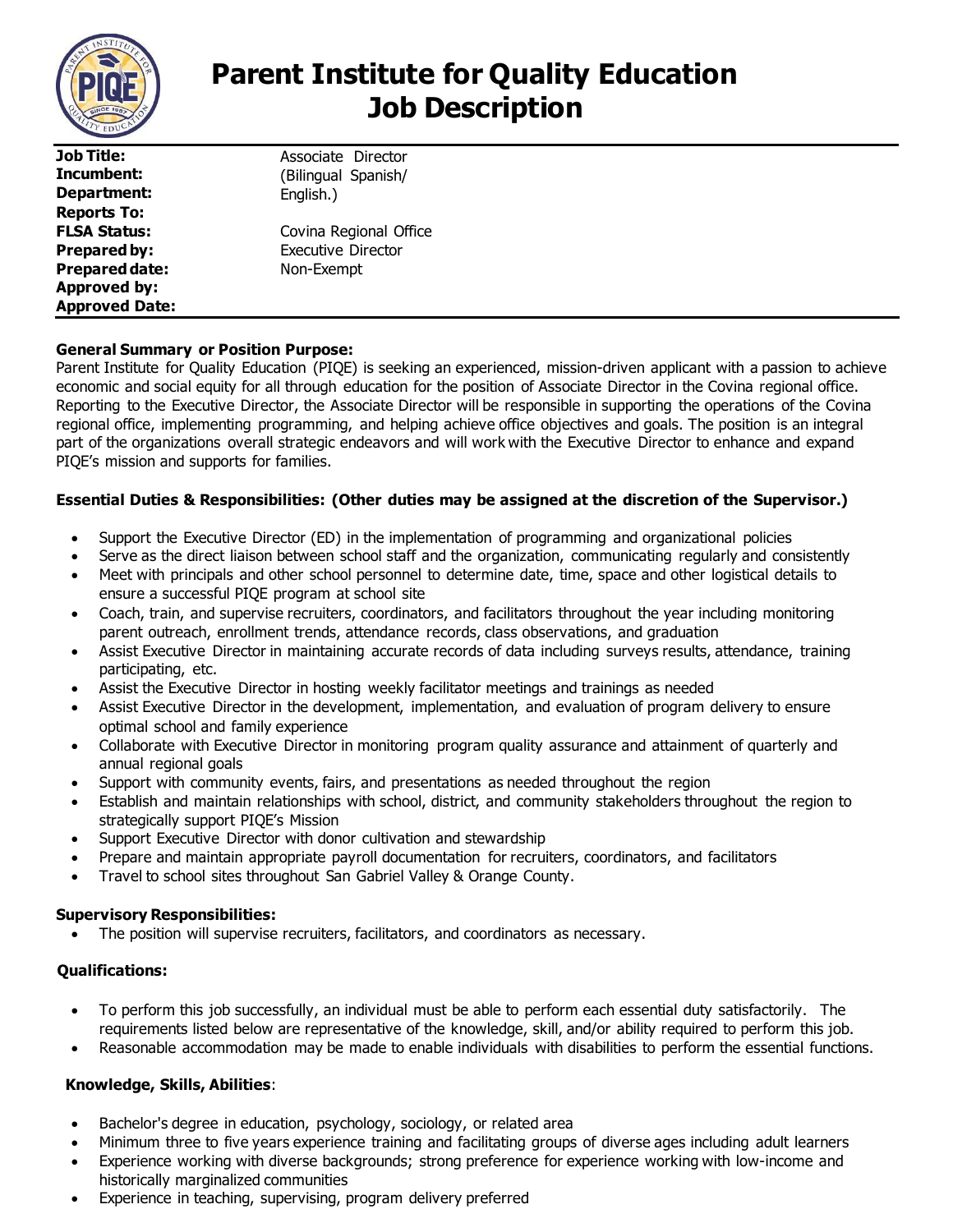# Parent Institute for Quality Education Job Description

| | |
|---|---|
| **Job Title:** | Associate Director (Bilingual Spanish/ English.) |
| **Incumbent:** | |
| **Department:** | Covina Regional Office |
| **Reports To:** | Executive Director |
| **FLSA Status:** | Non-Exempt |
| **Prepared by:** | |
| **Prepared date:** | |
| **Approved by:** | |
| **Approved Date:** | |

**General Summary or Position Purpose:**

Parent Institute for Quality Education (PIQE) is seeking an experienced, mission-driven applicant with a passion to achieve economic and social equity for all through education for the position of Associate Director in the Covina regional office. Reporting to the Executive Director, the Associate Director will be responsible in supporting the operations of the Covina regional office, implementing programming, and helping achieve office objectives and goals. The position is an integral part of the organizations overall strategic endeavors and will work with the Executive Director to enhance and expand PIQE's mission and supports for families.

**Essential Duties & Responsibilities: (Other duties may be assigned at the discretion of the Supervisor.)**

- Support the Executive Director (ED) in the implementation of programming and organizational policies
- Serve as the direct liaison between school staff and the organization, communicating regularly and consistently
- Meet with principals and other school personnel to determine date, time, space and other logistical details to ensure a successful PIQE program at school site
- Coach, train, and supervise recruiters, coordinators, and facilitators throughout the year including monitoring parent outreach, enrollment trends, attendance records, class observations, and graduation
- Assist Executive Director in maintaining accurate records of data including surveys results, attendance, training participating, etc.
- Assist the Executive Director in hosting weekly facilitator meetings and trainings as needed
- Assist Executive Director in the development, implementation, and evaluation of program delivery to ensure optimal school and family experience
- Collaborate with Executive Director in monitoring program quality assurance and attainment of quarterly and annual regional goals
- Support with community events, fairs, and presentations as needed throughout the region
- Establish and maintain relationships with school, district, and community stakeholders throughout the region to strategically support PIQE's Mission
- Support Executive Director with donor cultivation and stewardship
- Prepare and maintain appropriate payroll documentation for recruiters, coordinators, and facilitators
- Travel to school sites throughout San Gabriel Valley & Orange County.

**Supervisory Responsibilities:**

- The position will supervise recruiters, facilitators, and coordinators as necessary.

**Qualifications:**

- To perform this job successfully, an individual must be able to perform each essential duty satisfactorily. The requirements listed below are representative of the knowledge, skill, and/or ability required to perform this job.
- Reasonable accommodation may be made to enable individuals with disabilities to perform the essential functions.

**Knowledge, Skills, Abilities**:

- Bachelor's degree in education, psychology, sociology, or related area
- Minimum three to five years experience training and facilitating groups of diverse ages including adult learners
- Experience working with diverse backgrounds; strong preference for experience working with low-income and historically marginalized communities
- Experience in teaching, supervising, program delivery preferred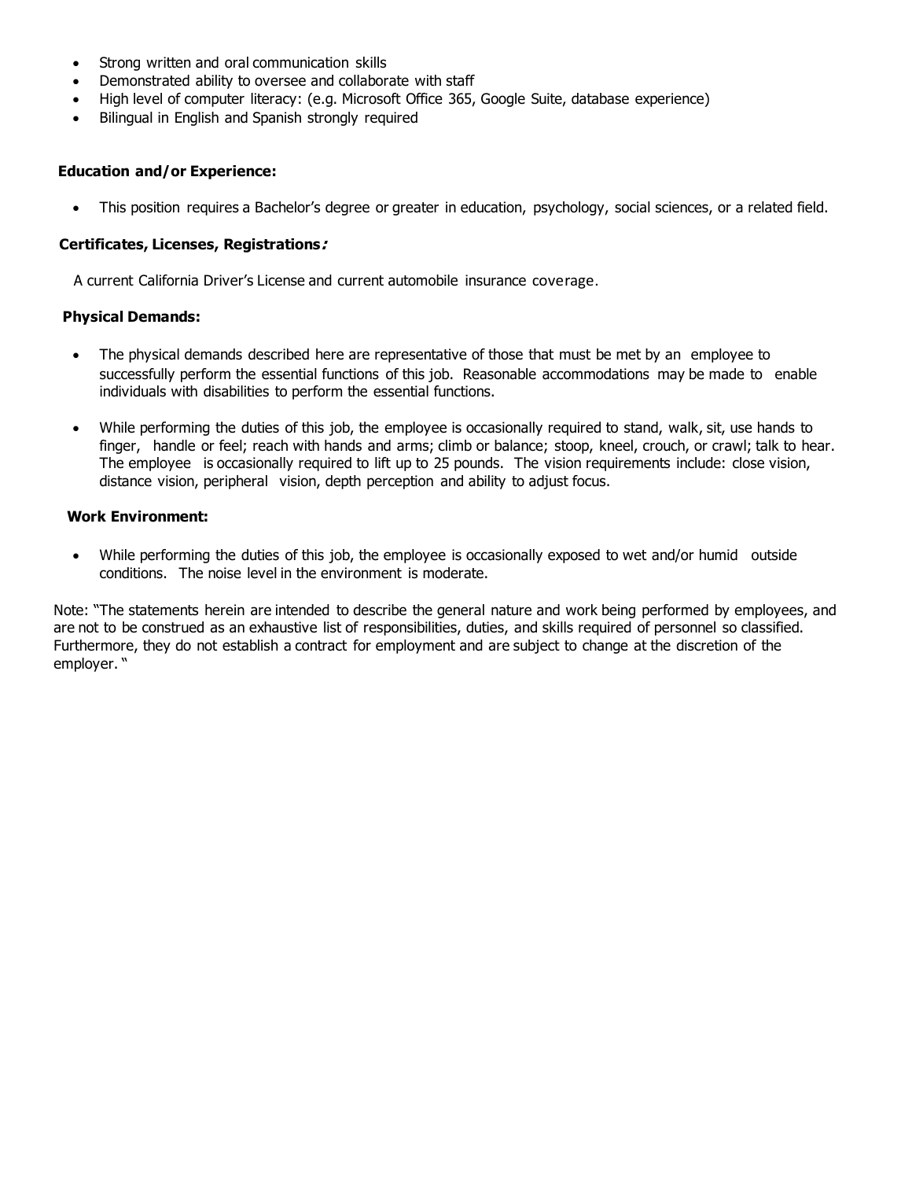- Strong written and oral communication skills
- Demonstrated ability to oversee and collaborate with staff
- High level of computer literacy: (e.g. Microsoft Office 365, Google Suite, database experience)
- Bilingual in English and Spanish strongly required

**Education and/or Experience:**

- This position requires a Bachelor's degree or greater in education, psychology, social sciences, or a related field.

**Certificates, Licenses, Registrations*:***

A current California Driver's License and current automobile insurance coverage.

**Physical Demands:**

- The physical demands described here are representative of those that must be met by an employee to successfully perform the essential functions of this job. Reasonable accommodations may be made to enable individuals with disabilities to perform the essential functions.

- While performing the duties of this job, the employee is occasionally required to stand, walk, sit, use hands to finger, handle or feel; reach with hands and arms; climb or balance; stoop, kneel, crouch, or crawl; talk to hear. The employee is occasionally required to lift up to 25 pounds. The vision requirements include: close vision, distance vision, peripheral vision, depth perception and ability to adjust focus.

**Work Environment:**

- While performing the duties of this job, the employee is occasionally exposed to wet and/or humid outside conditions. The noise level in the environment is moderate.

Note: "The statements herein are intended to describe the general nature and work being performed by employees, and are not to be construed as an exhaustive list of responsibilities, duties, and skills required of personnel so classified. Furthermore, they do not establish a contract for employment and are subject to change at the discretion of the employer. "